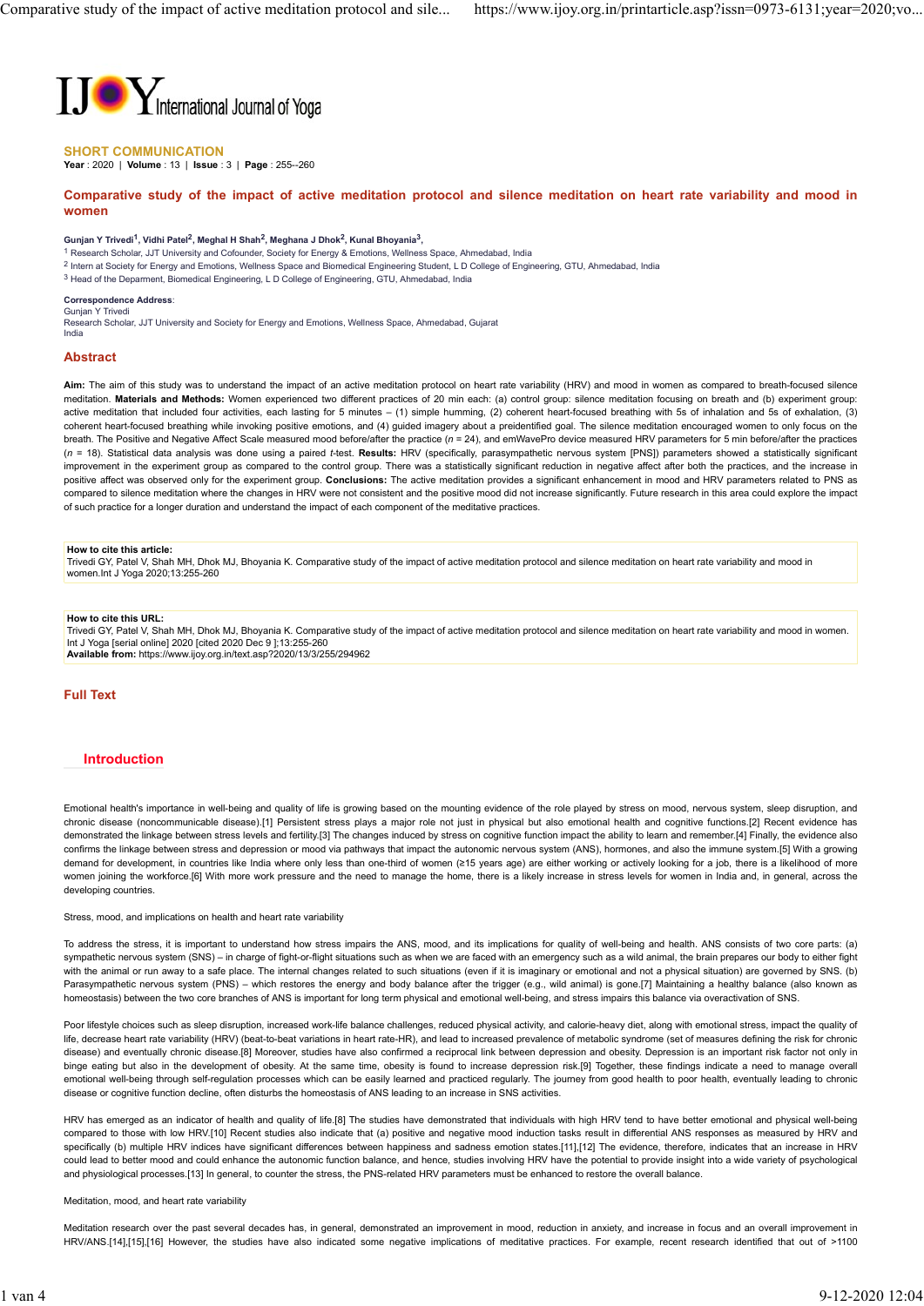IJOY International Journal of Yoga

**SHORT COMMUNICATION**

**Year** : 2020 | **Volume** : 13 | **Issue** : 3 | **Page** : 255--260

# Comparative study of the impact of active meditation protocol and silence meditation on heart rate variability and mood in women

**Gunjan Y Trivedi[1], Vidhi Patel[2], Meghal H Shah[2], Meghana J Dhok[2], Kunal Bhoyania[3],**

[1] Research Scholar, JJT University and Cofounder, Society for Energy & Emotions, Wellness Space, Ahmedabad, India
[2] Intern at Society for Energy and Emotions, Wellness Space and Biomedical Engineering Student, L D College of Engineering, GTU, Ahmedabad, India
[3] Head of the Deparment, Biomedical Engineering, L D College of Engineering, GTU, Ahmedabad, India

**Correspondence Address**:
Gunjan Y Trivedi
Research Scholar, JJT University and Society for Energy and Emotions, Wellness Space, Ahmedabad, Gujarat
India

## Abstract

**Aim:** The aim of this study was to understand the impact of an active meditation protocol on heart rate variability (HRV) and mood in women as compared to breath-focused silence meditation. **Materials and Methods:** Women experienced two different practices of 20 min each: (a) control group: silence meditation focusing on breath and (b) experiment group: active meditation that included four activities, each lasting for 5 minutes – (1) simple humming, (2) coherent heart-focused breathing with 5s of inhalation and 5s of exhalation, (3) coherent heart-focused breathing while invoking positive emotions, and (4) guided imagery about a preidentified goal. The silence meditation encouraged women to only focus on the breath. The Positive and Negative Affect Scale measured mood before/after the practice (*n* = 24), and emWavePro device measured HRV parameters for 5 min before/after the practices (*n* = 18). Statistical data analysis was done using a paired *t*-test. **Results:** HRV (specifically, parasympathetic nervous system [PNS]) parameters showed a statistically significant improvement in the experiment group as compared to the control group. There was a statistically significant reduction in negative affect after both the practices, and the increase in positive affect was observed only for the experiment group. **Conclusions:** The active meditation provides a significant enhancement in mood and HRV parameters related to PNS as compared to silence meditation where the changes in HRV were not consistent and the positive mood did not increase significantly. Future research in this area could explore the impact of such practice for a longer duration and understand the impact of each component of the meditative practices.

**How to cite this article:**
Trivedi GY, Patel V, Shah MH, Dhok MJ, Bhoyania K. Comparative study of the impact of active meditation protocol and silence meditation on heart rate variability and mood in women.Int J Yoga 2020;13:255-260

**How to cite this URL:**
Trivedi GY, Patel V, Shah MH, Dhok MJ, Bhoyania K. Comparative study of the impact of active meditation protocol and silence meditation on heart rate variability and mood in women. Int J Yoga [serial online] 2020 [cited 2020 Dec 9 ];13:255-260
**Available from:** https://www.ijoy.org.in/text.asp?2020/13/3/255/294962

## Full Text

### Introduction

Emotional health's importance in well-being and quality of life is growing based on the mounting evidence of the role played by stress on mood, nervous system, sleep disruption, and chronic disease (noncommunicable disease).[1] Persistent stress plays a major role not just in physical but also emotional health and cognitive functions.[2] Recent evidence has demonstrated the linkage between stress levels and fertility.[3] The changes induced by stress on cognitive function impact the ability to learn and remember.[4] Finally, the evidence also confirms the linkage between stress and depression or mood via pathways that impact the autonomic nervous system (ANS), hormones, and also the immune system.[5] With a growing demand for development, in countries like India where only less than one-third of women (≥15 years age) are either working or actively looking for a job, there is a likelihood of more women joining the workforce.[6] With more work pressure and the need to manage the home, there is a likely increase in stress levels for women in India and, in general, across the developing countries.

Stress, mood, and implications on health and heart rate variability

To address the stress, it is important to understand how stress impairs the ANS, mood, and its implications for quality of well-being and health. ANS consists of two core parts: (a) sympathetic nervous system (SNS) – in charge of fight-or-flight situations such as when we are faced with an emergency such as a wild animal, the brain prepares our body to either fight with the animal or run away to a safe place. The internal changes related to such situations (even if it is imaginary or emotional and not a physical situation) are governed by SNS. (b) Parasympathetic nervous system (PNS) – which restores the energy and body balance after the trigger (e.g., wild animal) is gone.[7] Maintaining a healthy balance (also known as homeostasis) between the two core branches of ANS is important for long term physical and emotional well-being, and stress impairs this balance via overactivation of SNS.

Poor lifestyle choices such as sleep disruption, increased work-life balance challenges, reduced physical activity, and calorie-heavy diet, along with emotional stress, impact the quality of life, decrease heart rate variability (HRV) (beat-to-beat variations in heart rate-HR), and lead to increased prevalence of metabolic syndrome (set of measures defining the risk for chronic disease) and eventually chronic disease.[8] Moreover, studies have also confirmed a reciprocal link between depression and obesity. Depression is an important risk factor not only in binge eating but also in the development of obesity. At the same time, obesity is found to increase depression risk.[9] Together, these findings indicate a need to manage overall emotional well-being through self-regulation processes which can be easily learned and practiced regularly. The journey from good health to poor health, eventually leading to chronic disease or cognitive function decline, often disturbs the homeostasis of ANS leading to an increase in SNS activities.

HRV has emerged as an indicator of health and quality of life.[8] The studies have demonstrated that individuals with high HRV tend to have better emotional and physical well-being compared to those with low HRV.[10] Recent studies also indicate that (a) positive and negative mood induction tasks result in differential ANS responses as measured by HRV and specifically (b) multiple HRV indices have significant differences between happiness and sadness emotion states.[11],[12] The evidence, therefore, indicates that an increase in HRV could lead to better mood and could enhance the autonomic function balance, and hence, studies involving HRV have the potential to provide insight into a wide variety of psychological and physiological processes.[13] In general, to counter the stress, the PNS-related HRV parameters must be enhanced to restore the overall balance.

Meditation, mood, and heart rate variability

Meditation research over the past several decades has, in general, demonstrated an improvement in mood, reduction in anxiety, and increase in focus and an overall improvement in HRV/ANS.[14],[15],[16] However, the studies have also indicated some negative implications of meditative practices. For example, recent research identified that out of >1100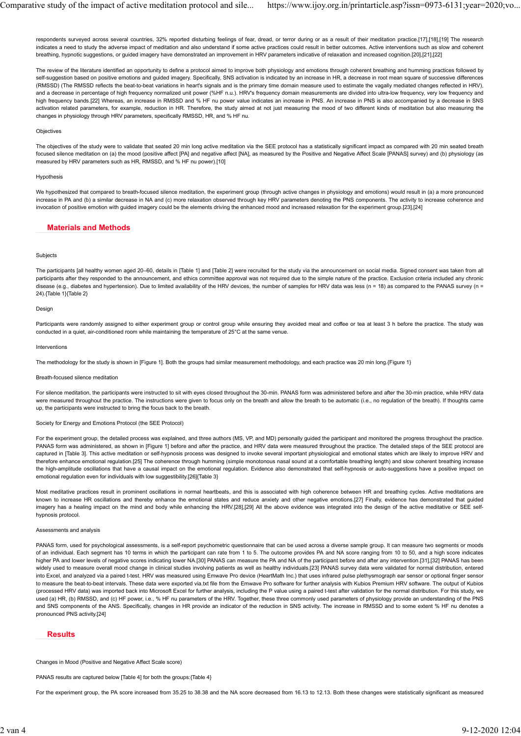respondents surveyed across several countries, 32% reported disturbing feelings of fear, dread, or terror during or as a result of their meditation practice.[17],[18],[19] The research indicates a need to study the adverse impact of meditation and also understand if some active practices could result in better outcomes. Active interventions such as slow and coherent breathing, hypnotic suggestions, or guided imagery have demonstrated an improvement in HRV parameters indicative of relaxation and increased cognition.[20],[21],[22]

The review of the literature identified an opportunity to define a protocol aimed to improve both physiology and emotions through coherent breathing and humming practices followed by self-suggestion based on positive emotions and guided imagery. Specifically, SNS activation is indicated by an increase in HR, a decrease in root mean square of successive differences (RMSSD) (The RMSSD reflects the beat-to-beat variations in heart's signals and is the primary time domain measure used to estimate the vagally mediated changes reflected in HRV), and a decrease in percentage of high frequency normalized unit power (%HF n.u.). HRV's frequency domain measurements are divided into ultra-low frequency, very low frequency and high frequency bands.[22] Whereas, an increase in RMSSD and % HF nu power value indicates an increase in PNS. An increase in PNS is also accompanied by a decrease in SNS activation related parameters, for example, reduction in HR. Therefore, the study aimed at not just measuring the mood of two different kinds of meditation but also measuring the changes in physiology through HRV parameters, specifically RMSSD, HR, and % HF nu.

### Objectives

The objectives of the study were to validate that seated 20 min long active meditation via the SEE protocol has a statistically significant impact as compared with 20 min seated breath focused silence meditation on (a) the mood (positive affect [PA] and negative affect [NA], as measured by the Positive and Negative Affect Scale [PANAS] survey) and (b) physiology (as measured by HRV parameters such as HR, RMSSD, and % HF nu power).[10]

### Hypothesis

We hypothesized that compared to breath-focused silence meditation, the experiment group (through active changes in physiology and emotions) would result in (a) a more pronounced increase in PA and (b) a similar decrease in NA and (c) more relaxation observed through key HRV parameters denoting the PNS components. The activity to increase coherence and invocation of positive emotion with guided imagery could be the elements driving the enhanced mood and increased relaxation for the experiment group.[23],[24]

## Materials and Methods

### Subjects

The participants [all healthy women aged 20–60, details in [Table 1] and [Table 2] were recruited for the study via the announcement on social media. Signed consent was taken from all participants after they responded to the announcement, and ethics committee approval was not required due to the simple nature of the practice. Exclusion criteria included any chronic disease (e.g., diabetes and hypertension). Due to limited availability of the HRV devices, the number of samples for HRV data was less (n = 18) as compared to the PANAS survey (n = 24).{Table 1}{Table 2}

### Design

Participants were randomly assigned to either experiment group or control group while ensuring they avoided meal and coffee or tea at least 3 h before the practice. The study was conducted in a quiet, air-conditioned room while maintaining the temperature of 25°C at the same venue.

### Interventions

The methodology for the study is shown in [Figure 1]. Both the groups had similar measurement methodology, and each practice was 20 min long.{Figure 1}

### Breath-focused silence meditation

For silence meditation, the participants were instructed to sit with eyes closed throughout the 30-min. PANAS form was administered before and after the 30-min practice, while HRV data were measured throughout the practice. The instructions were given to focus only on the breath and allow the breath to be automatic (i.e., no regulation of the breath). If thoughts came up, the participants were instructed to bring the focus back to the breath.

### Society for Energy and Emotions Protocol (the SEE Protocol)

For the experiment group, the detailed process was explained, and three authors (MS, VP, and MD) personally guided the participant and monitored the progress throughout the practice. PANAS form was administered, as shown in [Figure 1] before and after the practice, and HRV data were measured throughout the practice. The detailed steps of the SEE protocol are captured in [Table 3]. This active meditation or self-hypnosis process was designed to invoke several important physiological and emotional states which are likely to improve HRV and therefore enhance emotional regulation.[25] The coherence through humming (simple monotonous nasal sound at a comfortable breathing length) and slow coherent breathing increase the high-amplitude oscillations that have a causal impact on the emotional regulation. Evidence also demonstrated that self-hypnosis or auto-suggestions have a positive impact on emotional regulation even for individuals with low suggestibility.[26]{Table 3}

Most meditative practices result in prominent oscillations in normal heartbeats, and this is associated with high coherence between HR and breathing cycles. Active meditations are known to increase HR oscillations and thereby enhance the emotional states and reduce anxiety and other negative emotions.[27] Finally, evidence has demonstrated that guided imagery has a healing impact on the mind and body while enhancing the HRV.[28],[29] All the above evidence was integrated into the design of the active meditative or SEE self-hypnosis protocol.

### Assessments and analysis

PANAS form, used for psychological assessments, is a self-report psychometric questionnaire that can be used across a diverse sample group. It can measure two segments or moods of an individual. Each segment has 10 terms in which the participant can rate from 1 to 5. The outcome provides PA and NA score ranging from 10 to 50, and a high score indicates higher PA and lower levels of negative scores indicating lower NA.[30] PANAS can measure the PA and NA of the participant before and after intervention.[31],[32] PANAS has been widely used to measure overall mood change in clinical studies involving patients as well as healthy individuals.[23] PANAS survey data were validated for normal distribution, entered into Excel, and analyzed via a paired t-test. HRV was measured using Emwave Pro device (HeartMath Inc.) that uses infrared pulse plethysmograph ear sensor or optional finger sensor to measure the beat-to-beat intervals. These data were exported via.txt file from the Emwave Pro software for further analysis with Kubios Premium HRV software. The output of Kubios (processed HRV data) was imported back into Microsoft Excel for further analysis, including the P value using a paired t-test after validation for the normal distribution. For this study, we used (a) HR, (b) RMSSD, and (c) HF power, i.e., % HF nu parameters of the HRV. Together, these three commonly used parameters of physiology provide an understanding of the PNS and SNS components of the ANS. Specifically, changes in HR provide an indicator of the reduction in SNS activity. The increase in RMSSD and to some extent % HF nu denotes a pronounced PNS activity.[24]

## Results

### Changes in Mood (Positive and Negative Affect Scale score)

PANAS results are captured below [Table 4] for both the groups:{Table 4}

For the experiment group, the PA score increased from 35.25 to 38.38 and the NA score decreased from 16.13 to 12.13. Both these changes were statistically significant as measured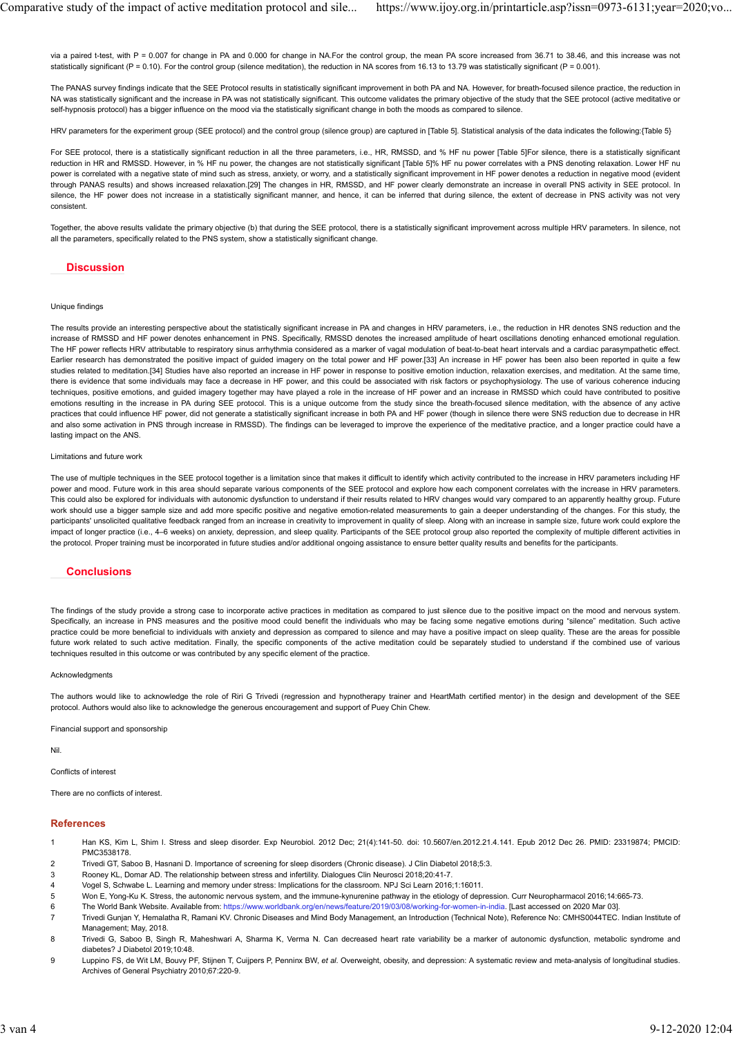via a paired t-test, with P = 0.007 for change in PA and 0.000 for change in NA.For the control group, the mean PA score increased from 36.71 to 38.46, and this increase was not statistically significant (P = 0.10). For the control group (silence meditation), the reduction in NA scores from 16.13 to 13.79 was statistically significant (P = 0.001).

The PANAS survey findings indicate that the SEE Protocol results in statistically significant improvement in both PA and NA. However, for breath-focused silence practice, the reduction in NA was statistically significant and the increase in PA was not statistically significant. This outcome validates the primary objective of the study that the SEE protocol (active meditative or self-hypnosis protocol) has a bigger influence on the mood via the statistically significant change in both the moods as compared to silence.

HRV parameters for the experiment group (SEE protocol) and the control group (silence group) are captured in [Table 5]. Statistical analysis of the data indicates the following:{Table 5}

For SEE protocol, there is a statistically significant reduction in all the three parameters, i.e., HR, RMSSD, and % HF nu power [Table 5]For silence, there is a statistically significant reduction in HR and RMSSD. However, in % HF nu power, the changes are not statistically significant [Table 5]% HF nu power correlates with a PNS denoting relaxation. Lower HF nu power is correlated with a negative state of mind such as stress, anxiety, or worry, and a statistically significant improvement in HF power denotes a reduction in negative mood (evident through PANAS results) and shows increased relaxation.[29] The changes in HR, RMSSD, and HF power clearly demonstrate an increase in overall PNS activity in SEE protocol. In silence, the HF power does not increase in a statistically significant manner, and hence, it can be inferred that during silence, the extent of decrease in PNS activity was not very consistent.

Together, the above results validate the primary objective (b) that during the SEE protocol, there is a statistically significant improvement across multiple HRV parameters. In silence, not all the parameters, specifically related to the PNS system, show a statistically significant change.

## Discussion

Unique findings

The results provide an interesting perspective about the statistically significant increase in PA and changes in HRV parameters, i.e., the reduction in HR denotes SNS reduction and the increase of RMSSD and HF power denotes enhancement in PNS. Specifically, RMSSD denotes the increased amplitude of heart oscillations denoting enhanced emotional regulation. The HF power reflects HRV attributable to respiratory sinus arrhythmia considered as a marker of vagal modulation of beat-to-beat heart intervals and a cardiac parasympathetic effect. Earlier research has demonstrated the positive impact of guided imagery on the total power and HF power.[33] An increase in HF power has been also been reported in quite a few studies related to meditation.[34] Studies have also reported an increase in HF power in response to positive emotion induction, relaxation exercises, and meditation. At the same time, there is evidence that some individuals may face a decrease in HF power, and this could be associated with risk factors or psychophysiology. The use of various coherence inducing techniques, positive emotions, and guided imagery together may have played a role in the increase of HF power and an increase in RMSSD which could have contributed to positive emotions resulting in the increase in PA during SEE protocol. This is a unique outcome from the study since the breath-focused silence meditation, with the absence of any active practices that could influence HF power, did not generate a statistically significant increase in both PA and HF power (though in silence there were SNS reduction due to decrease in HR and also some activation in PNS through increase in RMSSD). The findings can be leveraged to improve the experience of the meditative practice, and a longer practice could have a lasting impact on the ANS.

Limitations and future work

The use of multiple techniques in the SEE protocol together is a limitation since that makes it difficult to identify which activity contributed to the increase in HRV parameters including HF power and mood. Future work in this area should separate various components of the SEE protocol and explore how each component correlates with the increase in HRV parameters. This could also be explored for individuals with autonomic dysfunction to understand if their results related to HRV changes would vary compared to an apparently healthy group. Future work should use a bigger sample size and add more specific positive and negative emotion-related measurements to gain a deeper understanding of the changes. For this study, the participants' unsolicited qualitative feedback ranged from an increase in creativity to improvement in quality of sleep. Along with an increase in sample size, future work could explore the impact of longer practice (i.e., 4–6 weeks) on anxiety, depression, and sleep quality. Participants of the SEE protocol group also reported the complexity of multiple different activities in the protocol. Proper training must be incorporated in future studies and/or additional ongoing assistance to ensure better quality results and benefits for the participants.

## Conclusions

The findings of the study provide a strong case to incorporate active practices in meditation as compared to just silence due to the positive impact on the mood and nervous system. Specifically, an increase in PNS measures and the positive mood could benefit the individuals who may be facing some negative emotions during "silence" meditation. Such active practice could be more beneficial to individuals with anxiety and depression as compared to silence and may have a positive impact on sleep quality. These are the areas for possible future work related to such active meditation. Finally, the specific components of the active meditation could be separately studied to understand if the combined use of various techniques resulted in this outcome or was contributed by any specific element of the practice.

Acknowledgments

The authors would like to acknowledge the role of Riri G Trivedi (regression and hypnotherapy trainer and HeartMath certified mentor) in the design and development of the SEE protocol. Authors would also like to acknowledge the generous encouragement and support of Puey Chin Chew.

Financial support and sponsorship

Nil.

Conflicts of interest

There are no conflicts of interest.

## References

1. Han KS, Kim L, Shim I. Stress and sleep disorder. Exp Neurobiol. 2012 Dec; 21(4):141-50. doi: 10.5607/en.2012.21.4.141. Epub 2012 Dec 26. PMID: 23319874; PMCID: PMC3538178.
2. Trivedi GT, Saboo B, Hasnani D. Importance of screening for sleep disorders (Chronic disease). J Clin Diabetol 2018;5:3.
3. Rooney KL, Domar AD. The relationship between stress and infertility. Dialogues Clin Neurosci 2018;20:41-7.
4. Vogel S, Schwabe L. Learning and memory under stress: Implications for the classroom. NPJ Sci Learn 2016;1:16011.
5. Won E, Yong-Ku K. Stress, the autonomic nervous system, and the immune-kynurenine pathway in the etiology of depression. Curr Neuropharmacol 2016;14:665-73.
6. The World Bank Website. Available from: https://www.worldbank.org/en/news/feature/2019/03/08/working-for-women-in-india. [Last accessed on 2020 Mar 03].
7. Trivedi Gunjan Y, Hemalatha R, Ramani KV. Chronic Diseases and Mind Body Management, an Introduction (Technical Note), Reference No: CMHS0044TEC. Indian Institute of Management; May, 2018.
8. Trivedi G, Saboo B, Singh R, Maheshwari A, Sharma K, Verma N. Can decreased heart rate variability be a marker of autonomic dysfunction, metabolic syndrome and diabetes? J Diabetol 2019;10:48.
9. Luppino FS, de Wit LM, Bouvy PF, Stijnen T, Cuijpers P, Penninx BW, *et al*. Overweight, obesity, and depression: A systematic review and meta-analysis of longitudinal studies. Archives of General Psychiatry 2010;67:220-9.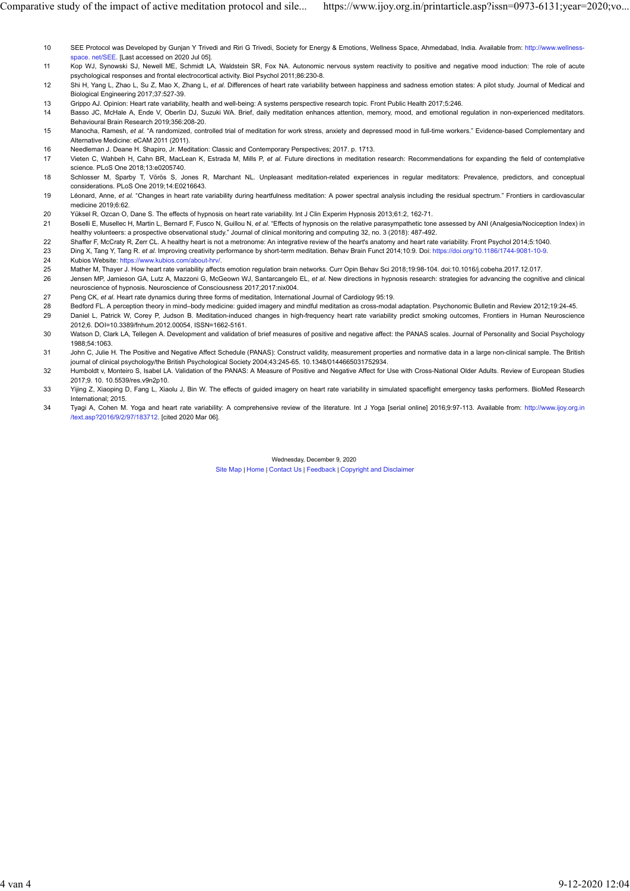10. SEE Protocol was Developed by Gunjan Y Trivedi and Riri G Trivedi, Society for Energy & Emotions, Wellness Space, Ahmedabad, India. Available from: http://www.wellness-space. net/SEE. [Last accessed on 2020 Jul 05].
11. Kop WJ, Synowski SJ, Newell ME, Schmidt LA, Waldstein SR, Fox NA. Autonomic nervous system reactivity to positive and negative mood induction: The role of acute psychological responses and frontal electrocortical activity. Biol Psychol 2011;86:230-8.
12. Shi H, Yang L, Zhao L, Su Z, Mao X, Zhang L, *et al*. Differences of heart rate variability between happiness and sadness emotion states: A pilot study. Journal of Medical and Biological Engineering 2017;37:527-39.
13. Grippo AJ. Opinion: Heart rate variability, health and well-being: A systems perspective research topic. Front Public Health 2017;5:246.
14. Basso JC, McHale A, Ende V, Oberlin DJ, Suzuki WA. Brief, daily meditation enhances attention, memory, mood, and emotional regulation in non-experienced meditators. Behavioural Brain Research 2019;356:208-20.
15. Manocha, Ramesh, *et al*. "A randomized, controlled trial of meditation for work stress, anxiety and depressed mood in full-time workers." Evidence-based Complementary and Alternative Medicine: eCAM 2011 (2011).
16. Needleman J. Deane H. Shapiro, Jr. Meditation: Classic and Contemporary Perspectives; 2017. p. 1713.
17. Vieten C, Wahbeh H, Cahn BR, MacLean K, Estrada M, Mills P, *et al*. Future directions in meditation research: Recommendations for expanding the field of contemplative science. PLoS One 2018;13:e0205740.
18. Schlosser M, Sparby T, Vörös S, Jones R, Marchant NL. Unpleasant meditation-related experiences in regular meditators: Prevalence, predictors, and conceptual considerations. PLoS One 2019;14:E0216643.
19. Léonard, Anne, *et al*. "Changes in heart rate variability during heartfulness meditation: A power spectral analysis including the residual spectrum." Frontiers in cardiovascular medicine 2019;6:62.
20. Yüksel R, Ozcan O, Dane S. The effects of hypnosis on heart rate variability. Int J Clin Experim Hypnosis 2013;61:2, 162-71.
21. Boselli E, Musellec H, Martin L, Bernard F, Fusco N, Guillou N, *et al*. "Effects of hypnosis on the relative parasympathetic tone assessed by ANI (Analgesia/Nociception Index) in healthy volunteers: a prospective observational study." Journal of clinical monitoring and computing 32, no. 3 (2018): 487-492.
22. Shaffer F, McCraty R, Zerr CL. A healthy heart is not a metronome: An integrative review of the heart's anatomy and heart rate variability. Front Psychol 2014;5:1040.
23. Ding X, Tang Y, Tang R. *et al*. Improving creativity performance by short-term meditation. Behav Brain Funct 2014;10:9. Doi: https://doi.org/10.1186/1744-9081-10-9.
24. Kubios Website: https://www.kubios.com/about-hrv/.
25. Mather M, Thayer J. How heart rate variability affects emotion regulation brain networks. Curr Opin Behav Sci 2018;19:98-104. doi:10.1016/j.cobeha.2017.12.017.
26. Jensen MP, Jamieson GA, Lutz A, Mazzoni G, McGeown WJ, Santarcangelo EL, *et al*. New directions in hypnosis research: strategies for advancing the cognitive and clinical neuroscience of hypnosis. Neuroscience of Consciousness 2017;2017:nix004.
27. Peng CK, *et al*. Heart rate dynamics during three forms of meditation, International Journal of Cardiology 95:19.
28. Bedford FL. A perception theory in mind–body medicine: guided imagery and mindful meditation as cross-modal adaptation. Psychonomic Bulletin and Review 2012;19:24-45.
29. Daniel L, Patrick W, Corey P, Judson B. Meditation-induced changes in high-frequency heart rate variability predict smoking outcomes, Frontiers in Human Neuroscience 2012;6. DOI=10.3389/fnhum.2012.00054, ISSN=1662-5161.
30. Watson D, Clark LA, Tellegen A. Development and validation of brief measures of positive and negative affect: the PANAS scales. Journal of Personality and Social Psychology 1988;54:1063.
31. John C, Julie H. The Positive and Negative Affect Schedule (PANAS): Construct validity, measurement properties and normative data in a large non-clinical sample. The British journal of clinical psychology/the British Psychological Society 2004;43:245-65. 10.1348/0144665031752934.
32. Humboldt v, Monteiro S, Isabel LA. Validation of the PANAS: A Measure of Positive and Negative Affect for Use with Cross-National Older Adults. Review of European Studies 2017;9. 10. 10.5539/res.v9n2p10.
33. Yijing Z, Xiaoping D, Fang L, Xiaolu J, Bin W. The effects of guided imagery on heart rate variability in simulated spaceflight emergency tasks performers. BioMed Research International; 2015.
34. Tyagi A, Cohen M. Yoga and heart rate variability: A comprehensive review of the literature. Int J Yoga [serial online] 2016;9:97-113. Available from: http://www.ijoy.org.in/text.asp?2016/9/2/97/183712. [cited 2020 Mar 06].

Wednesday, December 9, 2020

Site Map | Home | Contact Us | Feedback | Copyright and Disclaimer